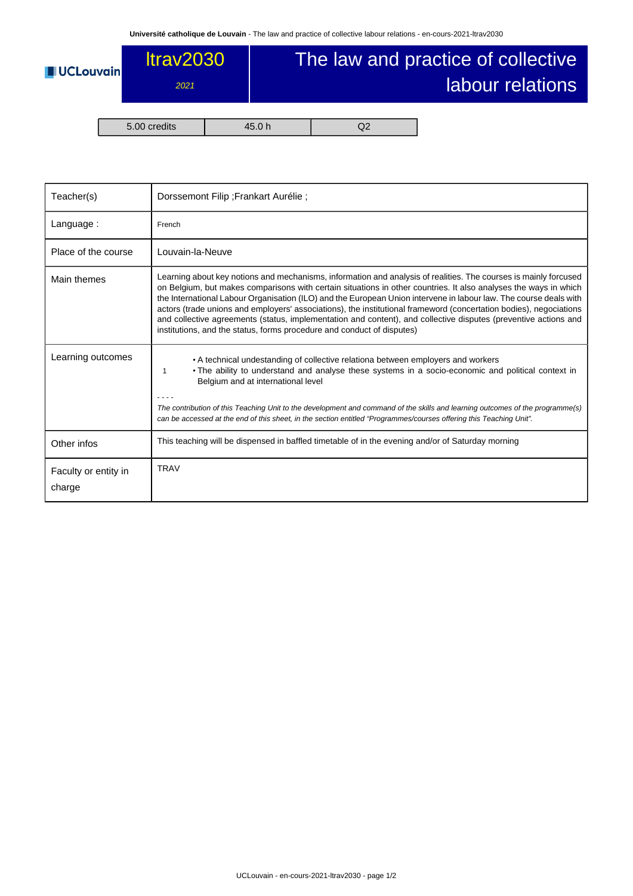# ltrav2030

*2021*

# The law and practice of collective labour relations

| 5.00 credits | 45.0 h | Q2 |
|---|---|---|

| | |
|---|---|
| Teacher(s) | Dorssemont Filip ;Frankart Aurélie ; |
| Language : | French |
| Place of the course | Louvain-la-Neuve |
| Main themes | Learning about key notions and mechanisms, information and analysis of realities. The courses is mainly forcused on Belgium, but makes comparisons with certain situations in other countries. It also analyses the ways in which the International Labour Organisation (ILO) and the European Union intervene in labour law. The course deals with actors (trade unions and employers' associations), the institutional framewor­d (concertation bodies), negociations and collective agreements (status, implementation and content), and collective disputes (preventive actions and institutions, and the status, forms procedure and conduct of disputes) |
| Learning outcomes | 1 • A technical undestanding of collective relationa between employers and workers • The ability to understand and analyse these systems in a socio-economic and political context in Belgium and at international level<br>- - - -<br>*The contribution of this Teaching Unit to the development and command of the skills and learning outcomes of the programme(s) can be accessed at the end of this sheet, in the section entitled "Programmes/courses offering this Teaching Unit".* |
| Other infos | This teaching will be dispensed in baffled timetable of in the evening and/or of Saturday morning |
| Faculty or entity in charge | TRAV |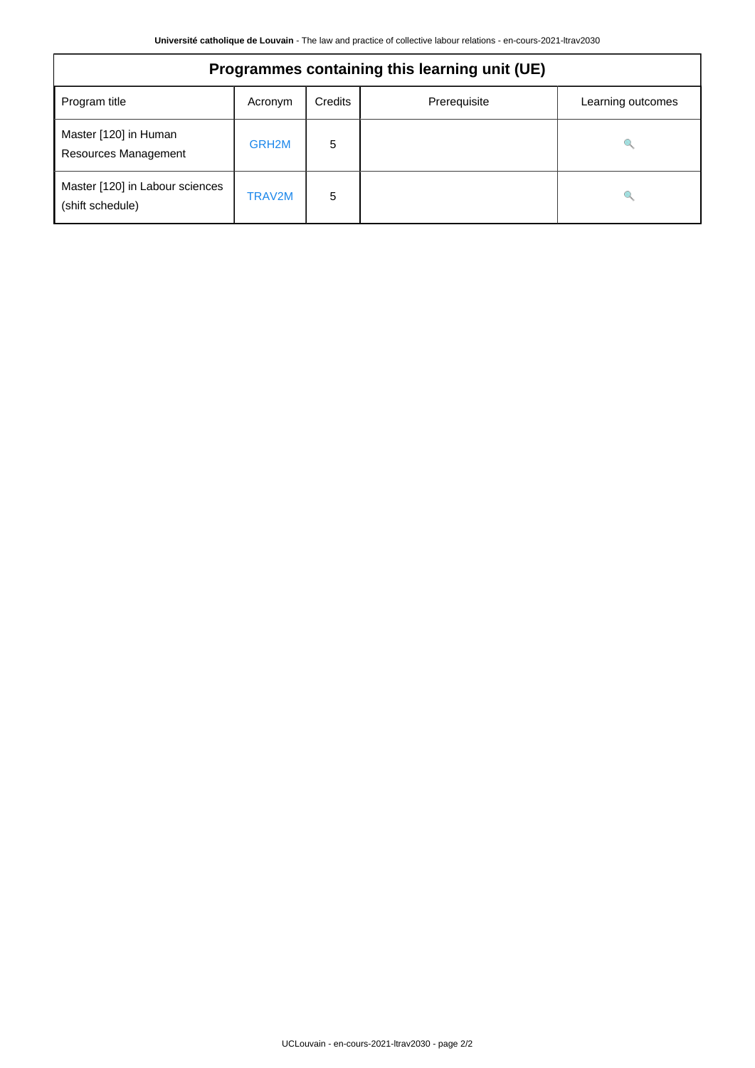## Programmes containing this learning unit (UE)

| Program title | Acronym | Credits | Prerequisite | Learning outcomes |
|---|---|---|---|---|
| Master [120] in Human Resources Management | GRH2M | 5 | | |
| Master [120] in Labour sciences (shift schedule) | TRAV2M | 5 | | |